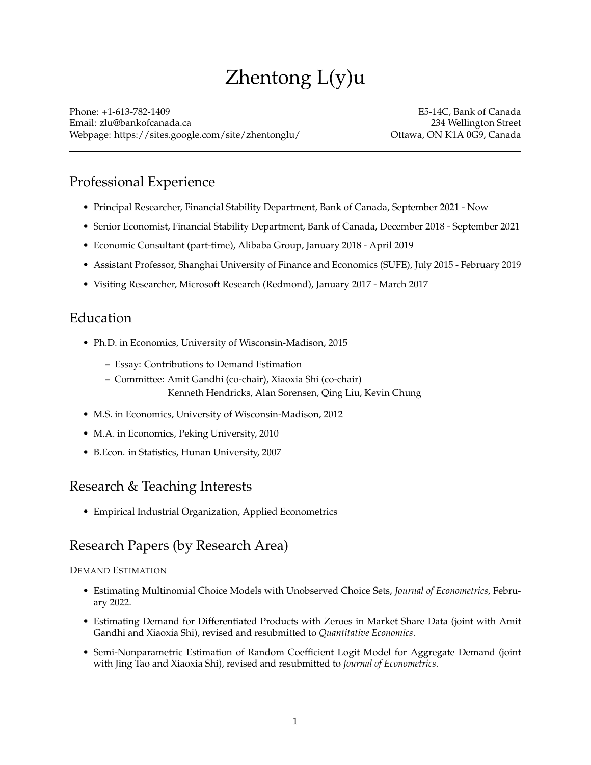# Zhentong L(y)u

Phone: +1-613-782-1409
Email: zlu@bankofcanada.ca
Webpage: https://sites.google.com/site/zhentonglu/

E5-14C, Bank of Canada
234 Wellington Street
Ottawa, ON K1A 0G9, Canada

---

## Professional Experience

- Principal Researcher, Financial Stability Department, Bank of Canada, September 2021 - Now
- Senior Economist, Financial Stability Department, Bank of Canada, December 2018 - September 2021
- Economic Consultant (part-time), Alibaba Group, January 2018 - April 2019
- Assistant Professor, Shanghai University of Finance and Economics (SUFE), July 2015 - February 2019
- Visiting Researcher, Microsoft Research (Redmond), January 2017 - March 2017

## Education

- Ph.D. in Economics, University of Wisconsin-Madison, 2015
  - Essay: Contributions to Demand Estimation
  - Committee: Amit Gandhi (co-chair), Xiaoxia Shi (co-chair)
    Kenneth Hendricks, Alan Sorensen, Qing Liu, Kevin Chung
- M.S. in Economics, University of Wisconsin-Madison, 2012
- M.A. in Economics, Peking University, 2010
- B.Econ. in Statistics, Hunan University, 2007

## Research & Teaching Interests

- Empirical Industrial Organization, Applied Econometrics

## Research Papers (by Research Area)

DEMAND ESTIMATION

- Estimating Multinomial Choice Models with Unobserved Choice Sets, *Journal of Econometrics*, February 2022.
- Estimating Demand for Differentiated Products with Zeroes in Market Share Data (joint with Amit Gandhi and Xiaoxia Shi), revised and resubmitted to *Quantitative Economics*.
- Semi-Nonparametric Estimation of Random Coefficient Logit Model for Aggregate Demand (joint with Jing Tao and Xiaoxia Shi), revised and resubmitted to *Journal of Econometrics*.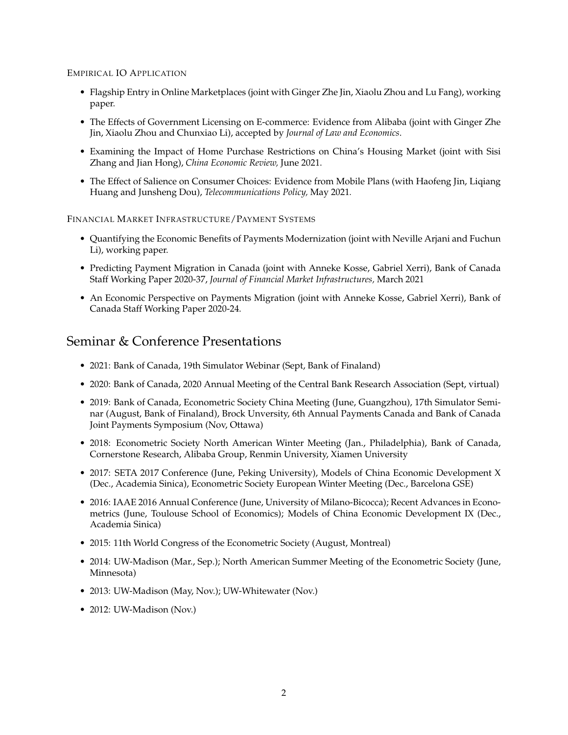#### Empirical IO Application

- Flagship Entry in Online Marketplaces (joint with Ginger Zhe Jin, Xiaolu Zhou and Lu Fang), working paper.
- The Effects of Government Licensing on E-commerce: Evidence from Alibaba (joint with Ginger Zhe Jin, Xiaolu Zhou and Chunxiao Li), accepted by *Journal of Law and Economics*.
- Examining the Impact of Home Purchase Restrictions on China's Housing Market (joint with Sisi Zhang and Jian Hong), *China Economic Review,* June 2021.
- The Effect of Salience on Consumer Choices: Evidence from Mobile Plans (with Haofeng Jin, Liqiang Huang and Junsheng Dou), *Telecommunications Policy,* May 2021.

#### Financial Market Infrastructure/Payment Systems

- Quantifying the Economic Benefits of Payments Modernization (joint with Neville Arjani and Fuchun Li), working paper.
- Predicting Payment Migration in Canada (joint with Anneke Kosse, Gabriel Xerri), Bank of Canada Staff Working Paper 2020-37, *Journal of Financial Market Infrastructures,* March 2021
- An Economic Perspective on Payments Migration (joint with Anneke Kosse, Gabriel Xerri), Bank of Canada Staff Working Paper 2020-24.

## Seminar & Conference Presentations

- 2021: Bank of Canada, 19th Simulator Webinar (Sept, Bank of Finaland)
- 2020: Bank of Canada, 2020 Annual Meeting of the Central Bank Research Association (Sept, virtual)
- 2019: Bank of Canada, Econometric Society China Meeting (June, Guangzhou), 17th Simulator Seminar (August, Bank of Finaland), Brock Unversity, 6th Annual Payments Canada and Bank of Canada Joint Payments Symposium (Nov, Ottawa)
- 2018: Econometric Society North American Winter Meeting (Jan., Philadelphia), Bank of Canada, Cornerstone Research, Alibaba Group, Renmin University, Xiamen University
- 2017: SETA 2017 Conference (June, Peking University), Models of China Economic Development X (Dec., Academia Sinica), Econometric Society European Winter Meeting (Dec., Barcelona GSE)
- 2016: IAAE 2016 Annual Conference (June, University of Milano-Bicocca); Recent Advances in Econometrics (June, Toulouse School of Economics); Models of China Economic Development IX (Dec., Academia Sinica)
- 2015: 11th World Congress of the Econometric Society (August, Montreal)
- 2014: UW-Madison (Mar., Sep.); North American Summer Meeting of the Econometric Society (June, Minnesota)
- 2013: UW-Madison (May, Nov.); UW-Whitewater (Nov.)
- 2012: UW-Madison (Nov.)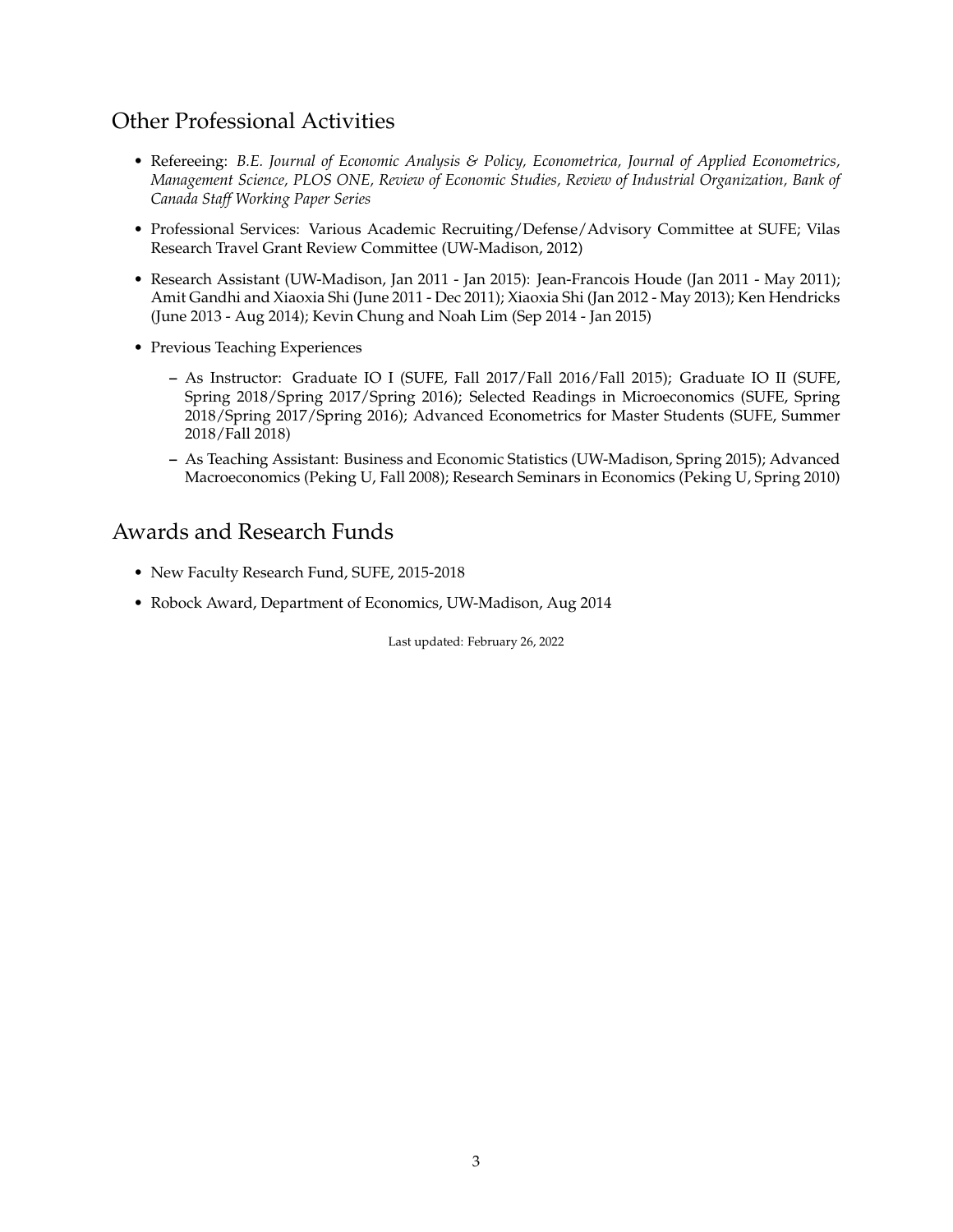## Other Professional Activities

- Refereeing: *B.E. Journal of Economic Analysis & Policy, Econometrica, Journal of Applied Econometrics, Management Science, PLOS ONE, Review of Economic Studies, Review of Industrial Organization, Bank of Canada Staff Working Paper Series*
- Professional Services: Various Academic Recruiting/Defense/Advisory Committee at SUFE; Vilas Research Travel Grant Review Committee (UW-Madison, 2012)
- Research Assistant (UW-Madison, Jan 2011 - Jan 2015): Jean-Francois Houde (Jan 2011 - May 2011); Amit Gandhi and Xiaoxia Shi (June 2011 - Dec 2011); Xiaoxia Shi (Jan 2012 - May 2013); Ken Hendricks (June 2013 - Aug 2014); Kevin Chung and Noah Lim (Sep 2014 - Jan 2015)
- Previous Teaching Experiences
  - As Instructor: Graduate IO I (SUFE, Fall 2017/Fall 2016/Fall 2015); Graduate IO II (SUFE, Spring 2018/Spring 2017/Spring 2016); Selected Readings in Microeconomics (SUFE, Spring 2018/Spring 2017/Spring 2016); Advanced Econometrics for Master Students (SUFE, Summer 2018/Fall 2018)
  - As Teaching Assistant: Business and Economic Statistics (UW-Madison, Spring 2015); Advanced Macroeconomics (Peking U, Fall 2008); Research Seminars in Economics (Peking U, Spring 2010)

## Awards and Research Funds

- New Faculty Research Fund, SUFE, 2015-2018
- Robock Award, Department of Economics, UW-Madison, Aug 2014

Last updated: February 26, 2022